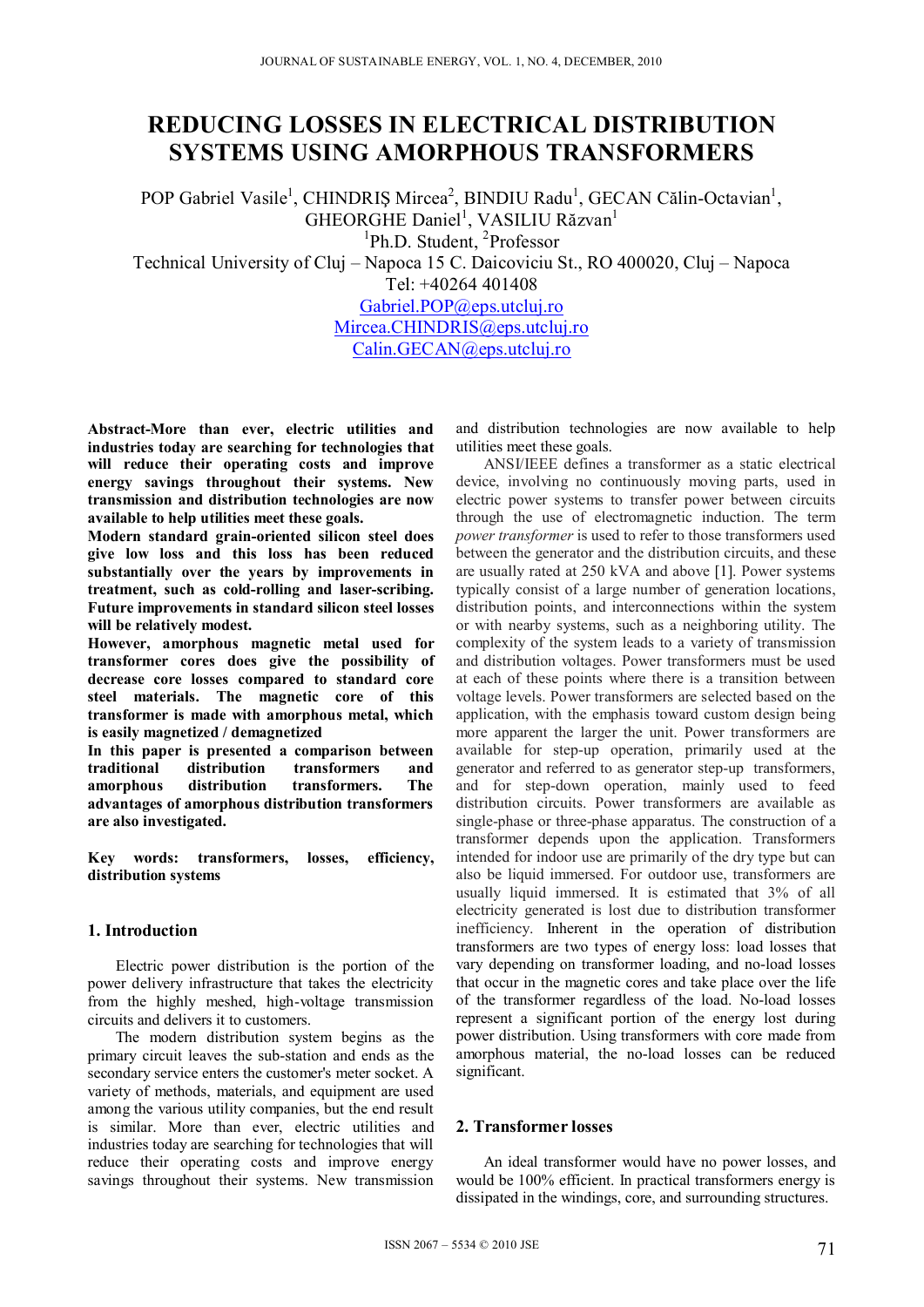# REDUCING LOSSES IN ELECTRICAL DISTRIBUTION SYSTEMS USING AMORPHOUS TRANSFORMERS

POP Gabriel Vasile[1], CHINDRIŞ Mircea[2], BINDIU Radu[1], GECAN Călin-Octavian[1], GHEORGHE Daniel[1], VASILIU Răzvan[1]

[1]Ph.D. Student, [2]Professor

Technical University of Cluj – Napoca 15 C. Daicoviciu St., RO 400020, Cluj – Napoca

Tel: +40264 401408

Gabriel.POP@eps.utcluj.ro

Mircea.CHINDRIS@eps.utcluj.ro

Calin.GECAN@eps.utcluj.ro

**Abstract-More than ever, electric utilities and industries today are searching for technologies that will reduce their operating costs and improve energy savings throughout their systems. New transmission and distribution technologies are now available to help utilities meet these goals.**

**Modern standard grain-oriented silicon steel does give low loss and this loss has been reduced substantially over the years by improvements in treatment, such as cold-rolling and laser-scribing. Future improvements in standard silicon steel losses will be relatively modest.**

**However, amorphous magnetic metal used for transformer cores does give the possibility of decrease core losses compared to standard core steel materials. The magnetic core of this transformer is made with amorphous metal, which is easily magnetized / demagnetized**

**In this paper is presented a comparison between traditional distribution transformers and amorphous distribution transformers. The advantages of amorphous distribution transformers are also investigated.**

**Key words: transformers, losses, efficiency, distribution systems**

## 1. Introduction

Electric power distribution is the portion of the power delivery infrastructure that takes the electricity from the highly meshed, high-voltage transmission circuits and delivers it to customers.

The modern distribution system begins as the primary circuit leaves the sub-station and ends as the secondary service enters the customer's meter socket. A variety of methods, materials, and equipment are used among the various utility companies, but the end result is similar. More than ever, electric utilities and industries today are searching for technologies that will reduce their operating costs and improve energy savings throughout their systems. New transmission and distribution technologies are now available to help utilities meet these goals.

ANSI/IEEE defines a transformer as a static electrical device, involving no continuously moving parts, used in electric power systems to transfer power between circuits through the use of electromagnetic induction. The term *power transformer* is used to refer to those transformers used between the generator and the distribution circuits, and these are usually rated at 250 kVA and above [1]. Power systems typically consist of a large number of generation locations, distribution points, and interconnections within the system or with nearby systems, such as a neighboring utility. The complexity of the system leads to a variety of transmission and distribution voltages. Power transformers must be used at each of these points where there is a transition between voltage levels. Power transformers are selected based on the application, with the emphasis toward custom design being more apparent the larger the unit. Power transformers are available for step-up operation, primarily used at the generator and referred to as generator step-up transformers, and for step-down operation, mainly used to feed distribution circuits. Power transformers are available as single-phase or three-phase apparatus. The construction of a transformer depends upon the application. Transformers intended for indoor use are primarily of the dry type but can also be liquid immersed. For outdoor use, transformers are usually liquid immersed. It is estimated that 3% of all electricity generated is lost due to distribution transformer inefficiency. Inherent in the operation of distribution transformers are two types of energy loss: load losses that vary depending on transformer loading, and no-load losses that occur in the magnetic cores and take place over the life of the transformer regardless of the load. No-load losses represent a significant portion of the energy lost during power distribution. Using transformers with core made from amorphous material, the no-load losses can be reduced significant.

## 2. Transformer losses

An ideal transformer would have no power losses, and would be 100% efficient. In practical transformers energy is dissipated in the windings, core, and surrounding structures.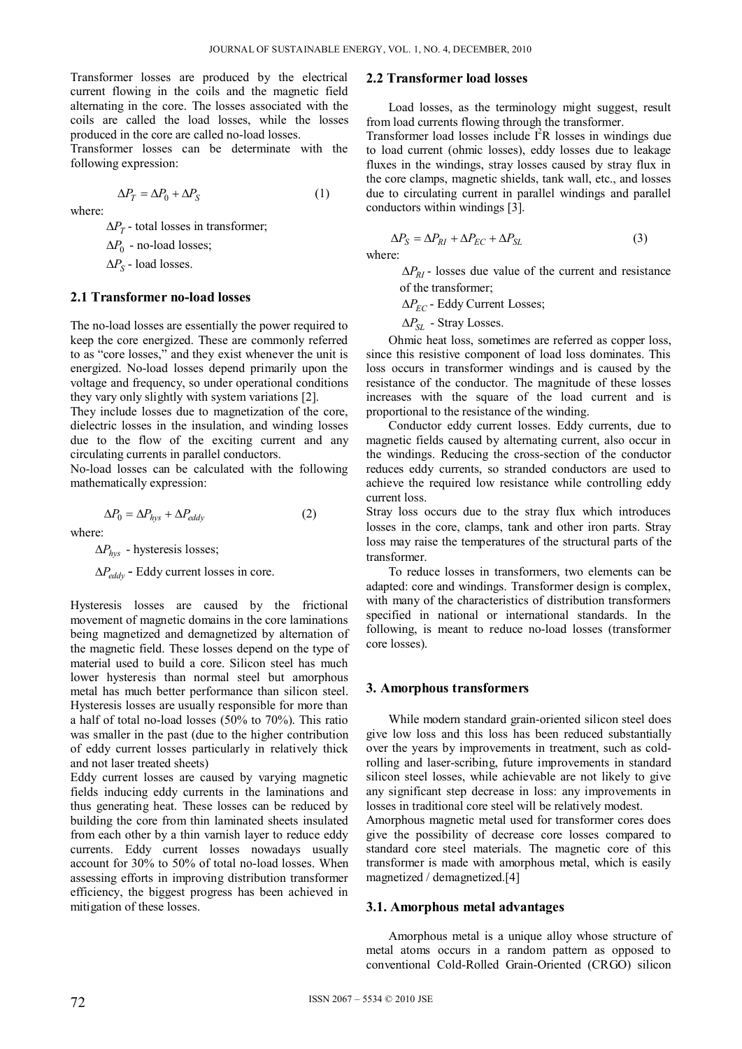Transformer losses are produced by the electrical current flowing in the coils and the magnetic field alternating in the core. The losses associated with the coils are called the load losses, while the losses produced in the core are called no-load losses.

Transformer losses can be determinate with the following expression:

$$\Delta P_T = \Delta P_0 + \Delta P_S \tag{1}$$

where:

$\Delta P_T$ - total losses in transformer;

$\Delta P_0$ - no-load losses;

$\Delta P_S$ - load losses.

## 2.1 Transformer no-load losses

The no-load losses are essentially the power required to keep the core energized. These are commonly referred to as "core losses," and they exist whenever the unit is energized. No-load losses depend primarily upon the voltage and frequency, so under operational conditions they vary only slightly with system variations [2].

They include losses due to magnetization of the core, dielectric losses in the insulation, and winding losses due to the flow of the exciting current and any circulating currents in parallel conductors.

No-load losses can be calculated with the following mathematically expression:

$$\Delta P_0 = \Delta P_{hys} + \Delta P_{eddy} \tag{2}$$

where:

$\Delta P_{hys}$ - hysteresis losses;

$\Delta P_{eddy}$ - Eddy current losses in core.

Hysteresis losses are caused by the frictional movement of magnetic domains in the core laminations being magnetized and demagnetized by alternation of the magnetic field. These losses depend on the type of material used to build a core. Silicon steel has much lower hysteresis than normal steel but amorphous metal has much better performance than silicon steel. Hysteresis losses are usually responsible for more than a half of total no-load losses (50% to 70%). This ratio was smaller in the past (due to the higher contribution of eddy current losses particularly in relatively thick and not laser treated sheets)

Eddy current losses are caused by varying magnetic fields inducing eddy currents in the laminations and thus generating heat. These losses can be reduced by building the core from thin laminated sheets insulated from each other by a thin varnish layer to reduce eddy currents. Eddy current losses nowadays usually account for 30% to 50% of total no-load losses. When assessing efforts in improving distribution transformer efficiency, the biggest progress has been achieved in mitigation of these losses.

## 2.2 Transformer load losses

Load losses, as the terminology might suggest, result from load currents flowing through the transformer.

Transformer load losses include $I^2R$ losses in windings due to load current (ohmic losses), eddy losses due to leakage fluxes in the windings, stray losses caused by stray flux in the core clamps, magnetic shields, tank wall, etc., and losses due to circulating current in parallel windings and parallel conductors within windings [3].

$$\Delta P_S = \Delta P_{RI} + \Delta P_{EC} + \Delta P_{SL} \tag{3}$$

where:

$\Delta P_{RI}$ - losses due value of the current and resistance of the transformer;

$\Delta P_{EC}$ - Eddy Current Losses;

$\Delta P_{SL}$ - Stray Losses.

Ohmic heat loss, sometimes are referred as copper loss, since this resistive component of load loss dominates. This loss occurs in transformer windings and is caused by the resistance of the conductor. The magnitude of these losses increases with the square of the load current and is proportional to the resistance of the winding.

Conductor eddy current losses. Eddy currents, due to magnetic fields caused by alternating current, also occur in the windings. Reducing the cross-section of the conductor reduces eddy currents, so stranded conductors are used to achieve the required low resistance while controlling eddy current loss.

Stray loss occurs due to the stray flux which introduces losses in the core, clamps, tank and other iron parts. Stray loss may raise the temperatures of the structural parts of the transformer.

To reduce losses in transformers, two elements can be adapted: core and windings. Transformer design is complex, with many of the characteristics of distribution transformers specified in national or international standards. In the following, is meant to reduce no-load losses (transformer core losses).

## 3. Amorphous transformers

While modern standard grain-oriented silicon steel does give low loss and this loss has been reduced substantially over the years by improvements in treatment, such as cold-rolling and laser-scribing, future improvements in standard silicon steel losses, while achievable are not likely to give any significant step decrease in loss: any improvements in losses in traditional core steel will be relatively modest.

Amorphous magnetic metal used for transformer cores does give the possibility of decrease core losses compared to standard core steel materials. The magnetic core of this transformer is made with amorphous metal, which is easily magnetized / demagnetized.[4]

### 3.1. Amorphous metal advantages

Amorphous metal is a unique alloy whose structure of metal atoms occurs in a random pattern as opposed to conventional Cold-Rolled Grain-Oriented (CRGO) silicon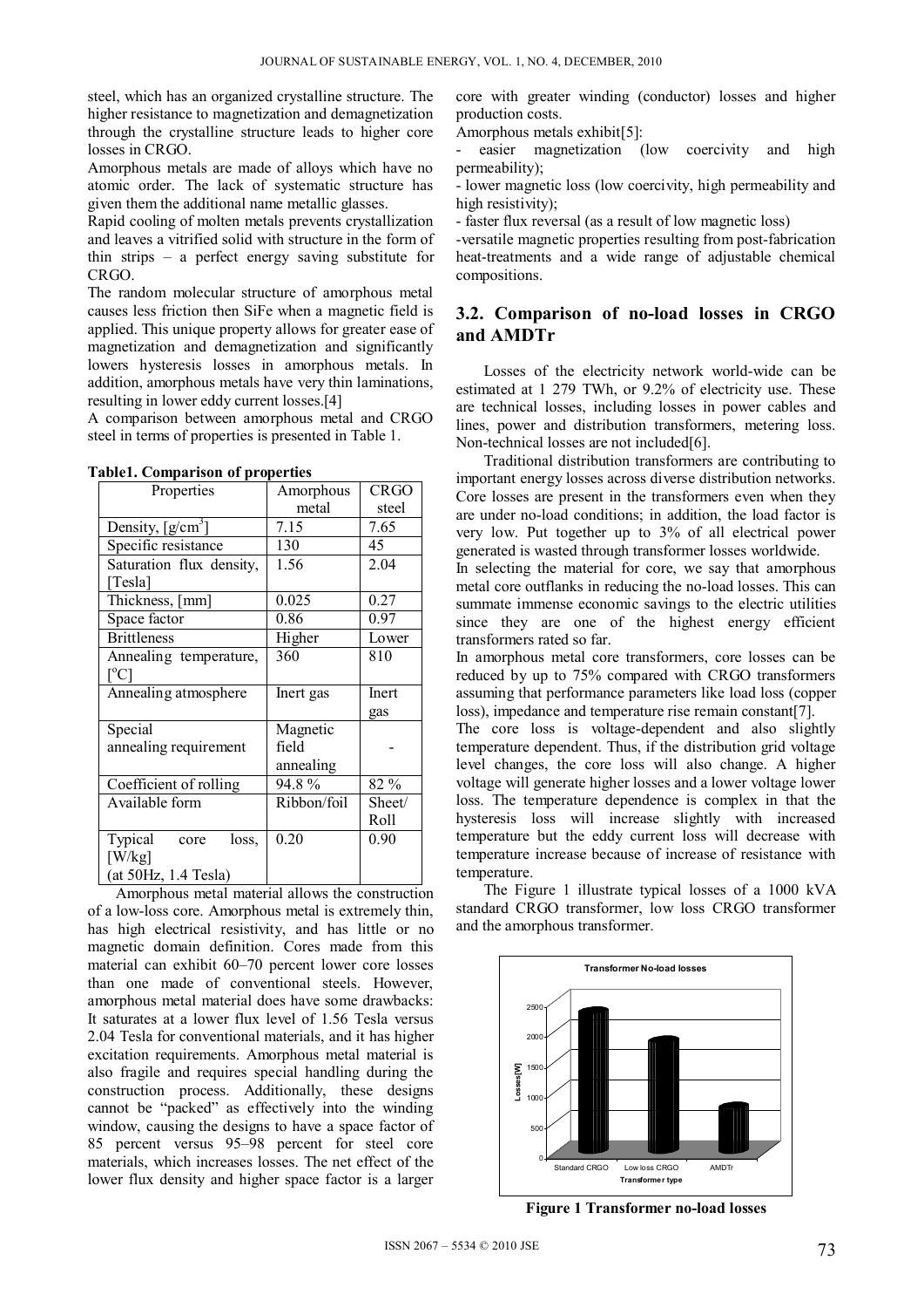steel, which has an organized crystalline structure. The higher resistance to magnetization and demagnetization through the crystalline structure leads to higher core losses in CRGO.

Amorphous metals are made of alloys which have no atomic order. The lack of systematic structure has given them the additional name metallic glasses.

Rapid cooling of molten metals prevents crystallization and leaves a vitrified solid with structure in the form of thin strips – a perfect energy saving substitute for CRGO.

The random molecular structure of amorphous metal causes less friction then SiFe when a magnetic field is applied. This unique property allows for greater ease of magnetization and demagnetization and significantly lowers hysteresis losses in amorphous metals. In addition, amorphous metals have very thin laminations, resulting in lower eddy current losses.[4]

A comparison between amorphous metal and CRGO steel in terms of properties is presented in Table 1.

**Table1. Comparison of properties**

| Properties | Amorphous metal | CRGO steel |
|---|---|---|
| Density, [g/cm$^3$] | 7.15 | 7.65 |
| Specific resistance | 130 | 45 |
| Saturation flux density, [Tesla] | 1.56 | 2.04 |
| Thickness, [mm] | 0.025 | 0.27 |
| Space factor | 0.86 | 0.97 |
| Brittleness | Higher | Lower |
| Annealing temperature, [$^o$C] | 360 | 810 |
| Annealing atmosphere | Inert gas | Inert gas |
| Special annealing requirement | Magnetic field annealing | - |
| Coefficient of rolling | 94.8 % | 82 % |
| Available form | Ribbon/foil | Sheet/ Roll |
| Typical core loss, [W/kg] (at 50Hz, 1.4 Tesla) | 0.20 | 0.90 |

Amorphous metal material allows the construction of a low-loss core. Amorphous metal is extremely thin, has high electrical resistivity, and has little or no magnetic domain definition. Cores made from this material can exhibit 60–70 percent lower core losses than one made of conventional steels. However, amorphous metal material does have some drawbacks: It saturates at a lower flux level of 1.56 Tesla versus 2.04 Tesla for conventional materials, and it has higher excitation requirements. Amorphous metal material is also fragile and requires special handling during the construction process. Additionally, these designs cannot be "packed" as effectively into the winding window, causing the designs to have a space factor of 85 percent versus 95–98 percent for steel core materials, which increases losses. The net effect of the lower flux density and higher space factor is a larger core with greater winding (conductor) losses and higher production costs.

Amorphous metals exhibit[5]:

- easier magnetization (low coercivity and high permeability);
- lower magnetic loss (low coercivity, high permeability and high resistivity);
- faster flux reversal (as a result of low magnetic loss)
- versatile magnetic properties resulting from post-fabrication heat-treatments and a wide range of adjustable chemical compositions.

## 3.2. Comparison of no-load losses in CRGO and AMDTr

Losses of the electricity network world-wide can be estimated at 1 279 TWh, or 9.2% of electricity use. These are technical losses, including losses in power cables and lines, power and distribution transformers, metering loss. Non-technical losses are not included[6].

Traditional distribution transformers are contributing to important energy losses across diverse distribution networks. Core losses are present in the transformers even when they are under no-load conditions; in addition, the load factor is very low. Put together up to 3% of all electrical power generated is wasted through transformer losses worldwide.

In selecting the material for core, we say that amorphous metal core outflanks in reducing the no-load losses. This can summate immense economic savings to the electric utilities since they are one of the highest energy efficient transformers rated so far.

In amorphous metal core transformers, core losses can be reduced by up to 75% compared with CRGO transformers assuming that performance parameters like load loss (copper loss), impedance and temperature rise remain constant[7].

The core loss is voltage-dependent and also slightly temperature dependent. Thus, if the distribution grid voltage level changes, the core loss will also change. A higher voltage will generate higher losses and a lower voltage lower loss. The temperature dependence is complex in that the hysteresis loss will increase slightly with increased temperature but the eddy current loss will decrease with temperature increase because of increase of resistance with temperature.

The Figure 1 illustrate typical losses of a 1000 kVA standard CRGO transformer, low loss CRGO transformer and the amorphous transformer.

**Figure 1 Transformer no-load losses**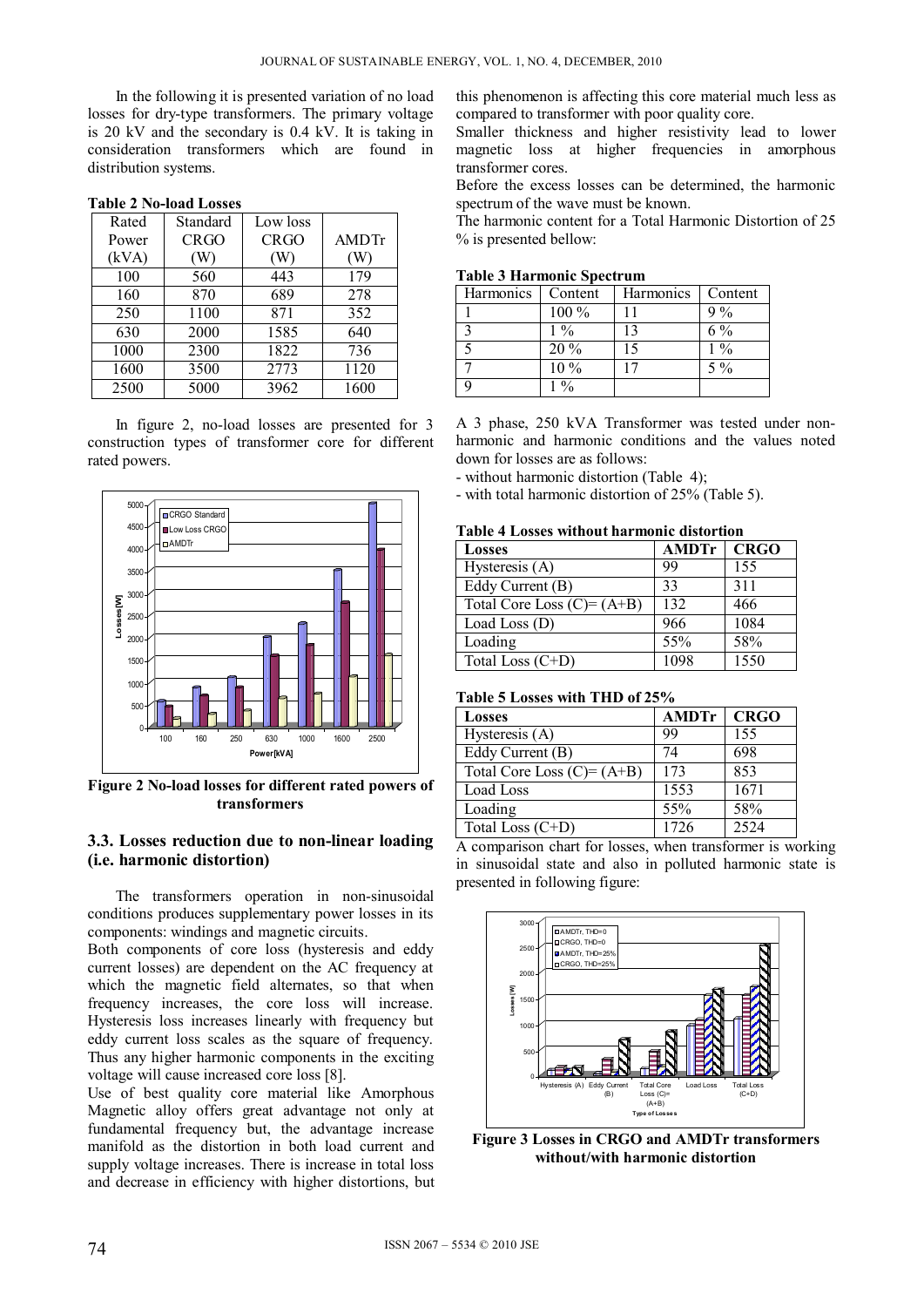In the following it is presented variation of no load losses for dry-type transformers. The primary voltage is 20 kV and the secondary is 0.4 kV. It is taking in consideration transformers which are found in distribution systems.

**Table 2 No-load Losses**

| Rated Power (kVA) | Standard CRGO (W) | Low loss CRGO (W) | AMDTr (W) |
|---|---|---|---|
| 100 | 560 | 443 | 179 |
| 160 | 870 | 689 | 278 |
| 250 | 1100 | 871 | 352 |
| 630 | 2000 | 1585 | 640 |
| 1000 | 2300 | 1822 | 736 |
| 1600 | 3500 | 2773 | 1120 |
| 2500 | 5000 | 3962 | 1600 |

In figure 2, no-load losses are presented for 3 construction types of transformer core for different rated powers.

**Figure 2 No-load losses for different rated powers of transformers**

### 3.3. Losses reduction due to non-linear loading (i.e. harmonic distortion)

The transformers operation in non-sinusoidal conditions produces supplementary power losses in its components: windings and magnetic circuits.

Both components of core loss (hysteresis and eddy current losses) are dependent on the AC frequency at which the magnetic field alternates, so that when frequency increases, the core loss will increase. Hysteresis loss increases linearly with frequency but eddy current loss scales as the square of frequency. Thus any higher harmonic components in the exciting voltage will cause increased core loss [8].

Use of best quality core material like Amorphous Magnetic alloy offers great advantage not only at fundamental frequency but, the advantage increase manifold as the distortion in both load current and supply voltage increases. There is increase in total loss and decrease in efficiency with higher distortions, but this phenomenon is affecting this core material much less as compared to transformer with poor quality core.

Smaller thickness and higher resistivity lead to lower magnetic loss at higher frequencies in amorphous transformer cores.

Before the excess losses can be determined, the harmonic spectrum of the wave must be known.

The harmonic content for a Total Harmonic Distortion of 25 % is presented bellow:

**Table 3 Harmonic Spectrum**

| Harmonics | Content | Harmonics | Content |
|---|---|---|---|
| 1 | 100 % | 11 | 9 % |
| 3 | 1 % | 13 | 6 % |
| 5 | 20 % | 15 | 1 % |
| 7 | 10 % | 17 | 5 % |
| 9 | 1 % | | |

A 3 phase, 250 kVA Transformer was tested under non-harmonic and harmonic conditions and the values noted down for losses are as follows:

- without harmonic distortion (Table 4);
- with total harmonic distortion of 25% (Table 5).

**Table 4 Losses without harmonic distortion**

| Losses | AMDTr | CRGO |
|---|---|---|
| Hysteresis (A) | 99 | 155 |
| Eddy Current (B) | 33 | 311 |
| Total Core Loss (C)= (A+B) | 132 | 466 |
| Load Loss (D) | 966 | 1084 |
| Loading | 55% | 58% |
| Total Loss (C+D) | 1098 | 1550 |

**Table 5 Losses with THD of 25%**

| Losses | AMDTr | CRGO |
|---|---|---|
| Hysteresis (A) | 99 | 155 |
| Eddy Current (B) | 74 | 698 |
| Total Core Loss (C)= (A+B) | 173 | 853 |
| Load Loss | 1553 | 1671 |
| Loading | 55% | 58% |
| Total Loss (C+D) | 1726 | 2524 |

A comparison chart for losses, when transformer is working in sinusoidal state and also in polluted harmonic state is presented in following figure:

**Figure 3 Losses in CRGO and AMDTr transformers without/with harmonic distortion**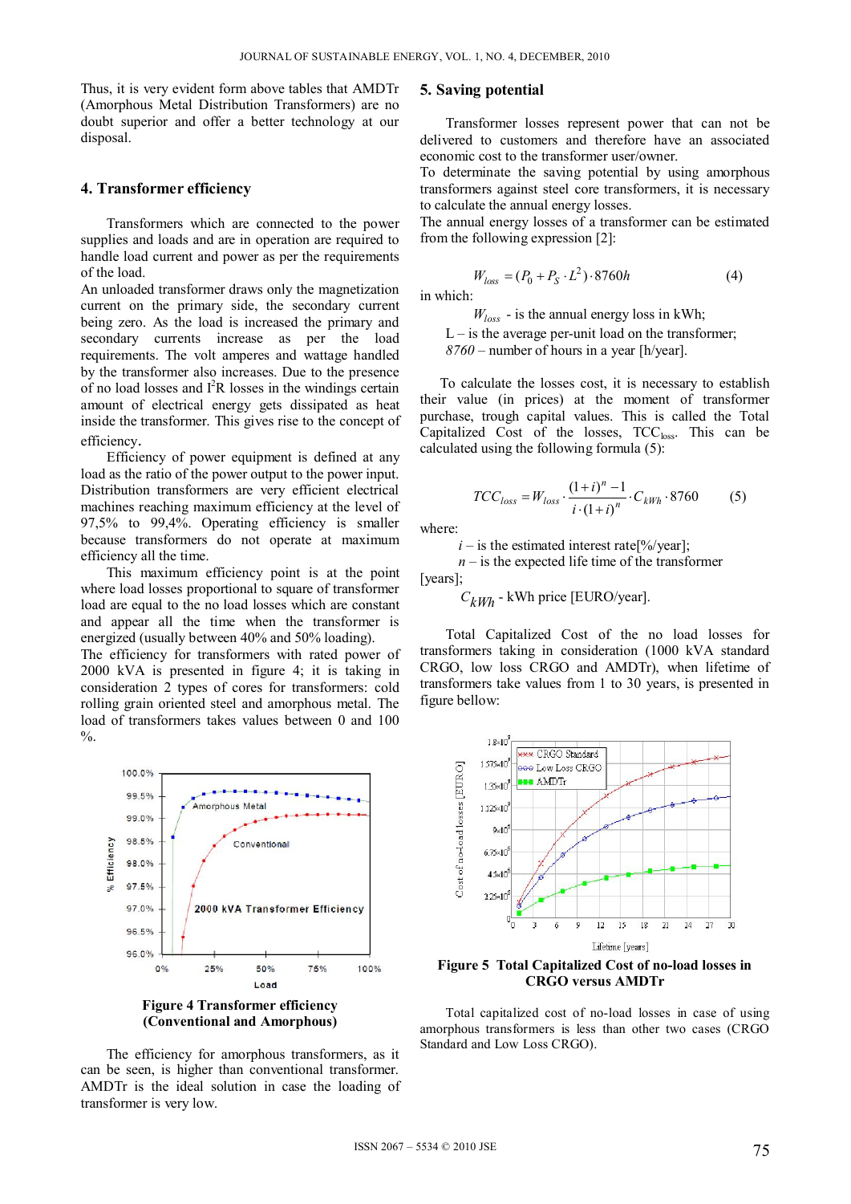Thus, it is very evident form above tables that AMDTr (Amorphous Metal Distribution Transformers) are no doubt superior and offer a better technology at our disposal.

## 4. Transformer efficiency

Transformers which are connected to the power supplies and loads and are in operation are required to handle load current and power as per the requirements of the load.

An unloaded transformer draws only the magnetization current on the primary side, the secondary current being zero. As the load is increased the primary and secondary currents increase as per the load requirements. The volt amperes and wattage handled by the transformer also increases. Due to the presence of no load losses and $I^2R$ losses in the windings certain amount of electrical energy gets dissipated as heat inside the transformer. This gives rise to the concept of efficiency.

Efficiency of power equipment is defined at any load as the ratio of the power output to the power input. Distribution transformers are very efficient electrical machines reaching maximum efficiency at the level of 97,5% to 99,4%. Operating efficiency is smaller because transformers do not operate at maximum efficiency all the time.

This maximum efficiency point is at the point where load losses proportional to square of transformer load are equal to the no load losses which are constant and appear all the time when the transformer is energized (usually between 40% and 50% loading).

The efficiency for transformers with rated power of 2000 kVA is presented in figure 4; it is taking in consideration 2 types of cores for transformers: cold rolling grain oriented steel and amorphous metal. The load of transformers takes values between 0 and 100 %.

**Figure 4 Transformer efficiency (Conventional and Amorphous)**

The efficiency for amorphous transformers, as it can be seen, is higher than conventional transformer. AMDTr is the ideal solution in case the loading of transformer is very low.

## 5. Saving potential

Transformer losses represent power that can not be delivered to customers and therefore have an associated economic cost to the transformer user/owner.

To determinate the saving potential by using amorphous transformers against steel core transformers, it is necessary to calculate the annual energy losses.

The annual energy losses of a transformer can be estimated from the following expression [2]:

$$W_{loss} = (P_0 + P_S \cdot L^2) \cdot 8760h \qquad (4)$$

in which:

$W_{loss}$ - is the annual energy loss in kWh;

L – is the average per-unit load on the transformer;

*8760* – number of hours in a year [h/year].

To calculate the losses cost, it is necessary to establish their value (in prices) at the moment of transformer purchase, trough capital values. This is called the Total Capitalized Cost of the losses, $TCC_{loss}$. This can be calculated using the following formula (5):

$$TCC_{loss} = W_{loss} \cdot \frac{(1+i)^n - 1}{i \cdot (1+i)^n} \cdot C_{kWh} \cdot 8760 \qquad (5)$$

where:

$i$ – is the estimated interest rate[%/year];

$n$ – is the expected life time of the transformer [years];

$C_{kWh}$ - kWh price [EURO/year].

Total Capitalized Cost of the no load losses for transformers taking in consideration (1000 kVA standard CRGO, low loss CRGO and AMDTr), when lifetime of transformers take values from 1 to 30 years, is presented in figure bellow:

**Figure 5 Total Capitalized Cost of no-load losses in CRGO versus AMDTr**

Total capitalized cost of no-load losses in case of using amorphous transformers is less than other two cases (CRGO Standard and Low Loss CRGO).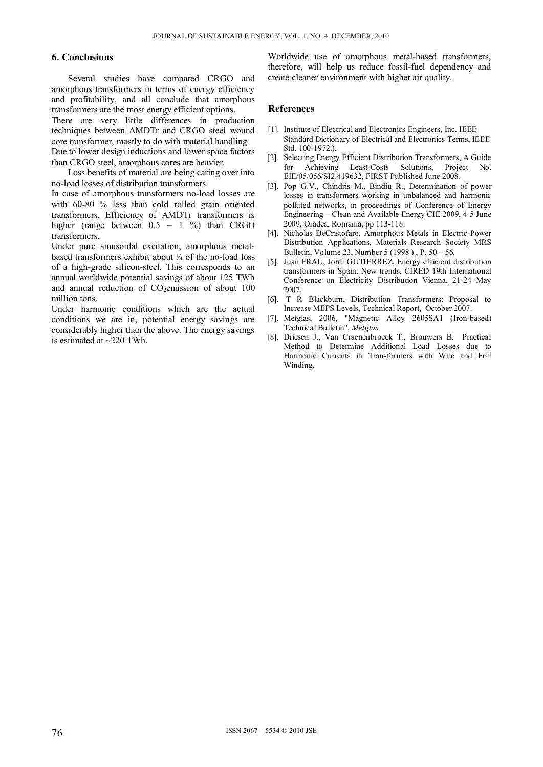## 6. Conclusions

Several studies have compared CRGO and amorphous transformers in terms of energy efficiency and profitability, and all conclude that amorphous transformers are the most energy efficient options.

There are very little differences in production techniques between AMDTr and CRGO steel wound core transformer, mostly to do with material handling.

Due to lower design inductions and lower space factors than CRGO steel, amorphous cores are heavier.

Loss benefits of material are being caring over into no-load losses of distribution transformers.

In case of amorphous transformers no-load losses are with 60-80 % less than cold rolled grain oriented transformers. Efficiency of AMDTr transformers is higher (range between 0.5 – 1 %) than CRGO transformers.

Under pure sinusoidal excitation, amorphous metal-based transformers exhibit about ¼ of the no-load loss of a high-grade silicon-steel. This corresponds to an annual worldwide potential savings of about 125 TWh and annual reduction of $CO_2$emission of about 100 million tons.

Under harmonic conditions which are the actual conditions we are in, potential energy savings are considerably higher than the above. The energy savings is estimated at ~220 TWh.

Worldwide use of amorphous metal-based transformers, therefore, will help us reduce fossil-fuel dependency and create cleaner environment with higher air quality.

## References

[1]. Institute of Electrical and Electronics Engineers, Inc. IEEE Standard Dictionary of Electrical and Electronics Terms, IEEE Std. 100-1972.).

[2]. Selecting Energy Efficient Distribution Transformers, A Guide for Achieving Least-Costs Solutions, Project No. EIE/05/056/SI2.419632, FIRST Published June 2008.

[3]. Pop G.V., Chindris M., Bindiu R., Determination of power losses in transformers working in unbalanced and harmonic polluted networks, in proceedings of Conference of Energy Engineering – Clean and Available Energy CIE 2009, 4-5 June 2009, Oradea, Romania, pp 113-118.

[4]. Nicholas DeCristofaro, Amorphous Metals in Electric-Power Distribution Applications, Materials Research Society MRS Bulletin, Volume 23, Number 5 (1998 ) , P. 50 – 56.

[5]. Juan FRAU, Jordi GUTIERREZ, Energy efficient distribution transformers in Spain: New trends, CIRED 19th International Conference on Electricity Distribution Vienna, 21-24 May 2007.

[6]. T R Blackburn, Distribution Transformers: Proposal to Increase MEPS Levels, Technical Report, October 2007.

[7]. Metglas, 2006, "Magnetic Alloy 2605SA1 (Iron-based) Technical Bulletin", *Metglas*

[8]. Driesen J., Van Craenenbroeck T., Brouwers B. Practical Method to Determine Additional Load Losses due to Harmonic Currents in Transformers with Wire and Foil Winding.